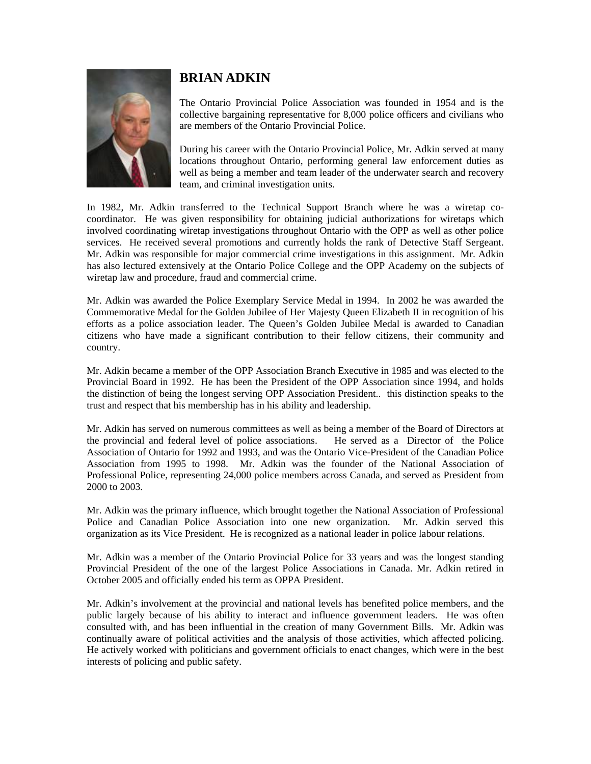# BRIAN ADKIN

The Ontario Provincial Police Association was founded in 1954 and is the collective bargaining representative for 8,000 police officers and civilians who are members of the Ontario Provincial Police.

During his career with the Ontario Provincial Police, Mr. Adkin served at many locations throughout Ontario, performing general law enforcement duties as well as being a member and team leader of the underwater search and recovery team, and criminal investigation units.

In 1982, Mr. Adkin transferred to the Technical Support Branch where he was a wiretap co-coordinator. He was given responsibility for obtaining judicial authorizations for wiretaps which involved coordinating wiretap investigations throughout Ontario with the OPP as well as other police services. He received several promotions and currently holds the rank of Detective Staff Sergeant. Mr. Adkin was responsible for major commercial crime investigations in this assignment. Mr. Adkin has also lectured extensively at the Ontario Police College and the OPP Academy on the subjects of wiretap law and procedure, fraud and commercial crime.

Mr. Adkin was awarded the Police Exemplary Service Medal in 1994. In 2002 he was awarded the Commemorative Medal for the Golden Jubilee of Her Majesty Queen Elizabeth II in recognition of his efforts as a police association leader. The Queen's Golden Jubilee Medal is awarded to Canadian citizens who have made a significant contribution to their fellow citizens, their community and country.

Mr. Adkin became a member of the OPP Association Branch Executive in 1985 and was elected to the Provincial Board in 1992. He has been the President of the OPP Association since 1994, and holds the distinction of being the longest serving OPP Association President.. this distinction speaks to the trust and respect that his membership has in his ability and leadership.

Mr. Adkin has served on numerous committees as well as being a member of the Board of Directors at the provincial and federal level of police associations. He served as a Director of the Police Association of Ontario for 1992 and 1993, and was the Ontario Vice-President of the Canadian Police Association from 1995 to 1998. Mr. Adkin was the founder of the National Association of Professional Police, representing 24,000 police members across Canada, and served as President from 2000 to 2003.

Mr. Adkin was the primary influence, which brought together the National Association of Professional Police and Canadian Police Association into one new organization. Mr. Adkin served this organization as its Vice President. He is recognized as a national leader in police labour relations.

Mr. Adkin was a member of the Ontario Provincial Police for 33 years and was the longest standing Provincial President of the one of the largest Police Associations in Canada. Mr. Adkin retired in October 2005 and officially ended his term as OPPA President.

Mr. Adkin's involvement at the provincial and national levels has benefited police members, and the public largely because of his ability to interact and influence government leaders. He was often consulted with, and has been influential in the creation of many Government Bills. Mr. Adkin was continually aware of political activities and the analysis of those activities, which affected policing. He actively worked with politicians and government officials to enact changes, which were in the best interests of policing and public safety.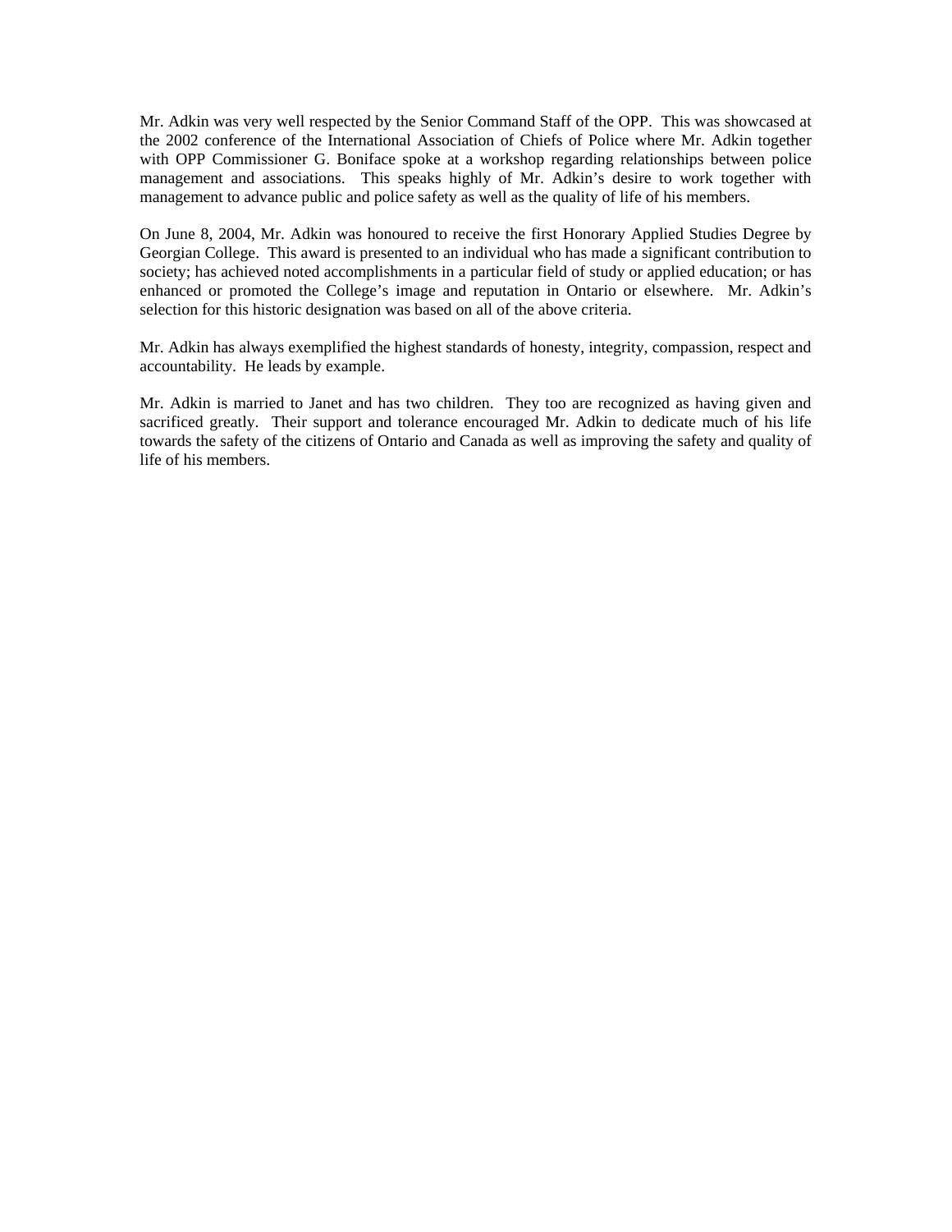Mr. Adkin was very well respected by the Senior Command Staff of the OPP. This was showcased at the 2002 conference of the International Association of Chiefs of Police where Mr. Adkin together with OPP Commissioner G. Boniface spoke at a workshop regarding relationships between police management and associations. This speaks highly of Mr. Adkin's desire to work together with management to advance public and police safety as well as the quality of life of his members.

On June 8, 2004, Mr. Adkin was honoured to receive the first Honorary Applied Studies Degree by Georgian College. This award is presented to an individual who has made a significant contribution to society; has achieved noted accomplishments in a particular field of study or applied education; or has enhanced or promoted the College's image and reputation in Ontario or elsewhere. Mr. Adkin's selection for this historic designation was based on all of the above criteria.

Mr. Adkin has always exemplified the highest standards of honesty, integrity, compassion, respect and accountability. He leads by example.

Mr. Adkin is married to Janet and has two children. They too are recognized as having given and sacrificed greatly. Their support and tolerance encouraged Mr. Adkin to dedicate much of his life towards the safety of the citizens of Ontario and Canada as well as improving the safety and quality of life of his members.